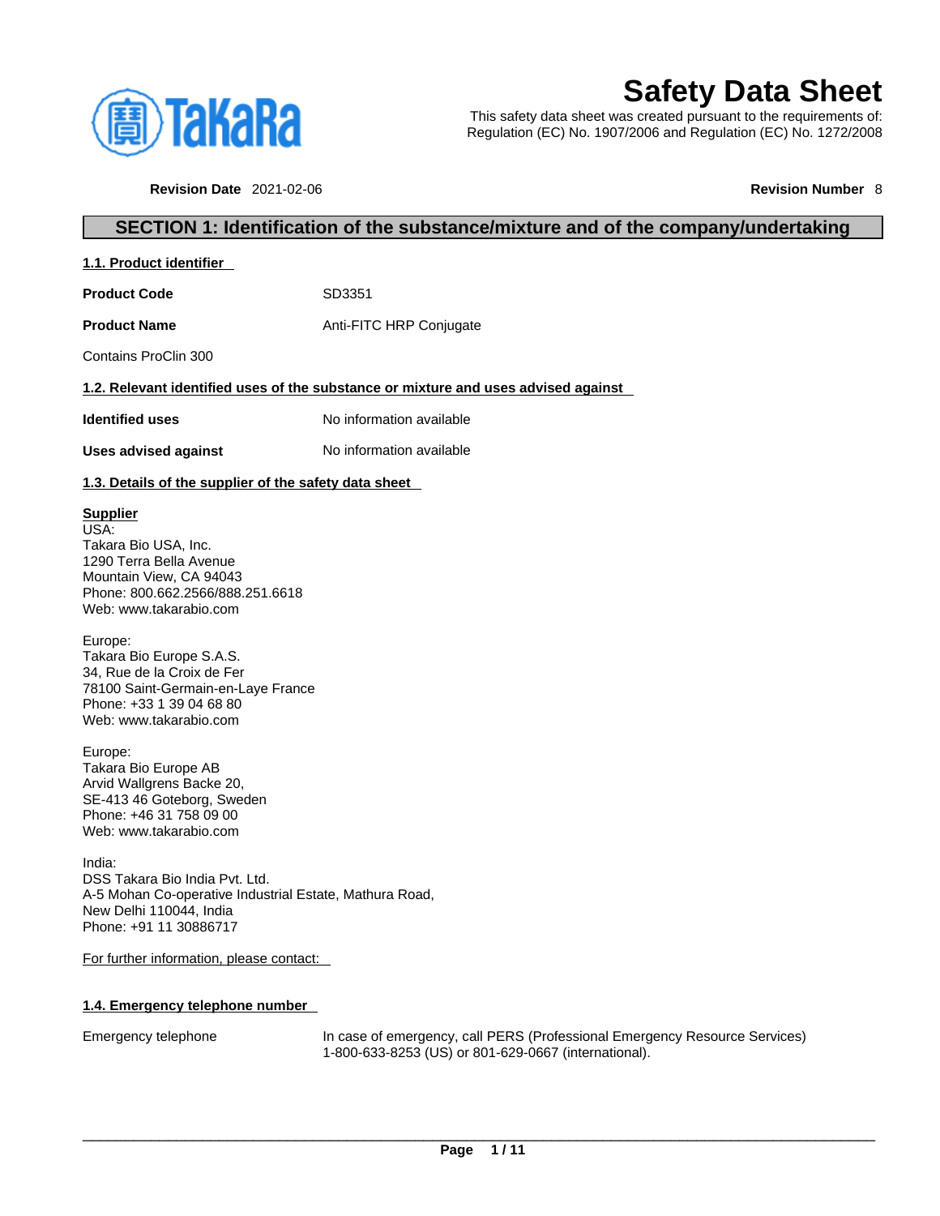# Safety Data Sheet

This safety data sheet was created pursuant to the requirements of:
Regulation (EC) No. 1907/2006 and Regulation (EC) No. 1272/2008

**Revision Date** 2021-02-06 **Revision Number** 8

## SECTION 1: Identification of the substance/mixture and of the company/undertaking

### 1.1. Product identifier

**Product Code** SD3351

**Product Name** Anti-FITC HRP Conjugate

Contains ProClin 300

### 1.2. Relevant identified uses of the substance or mixture and uses advised against

**Identified uses** No information available

**Uses advised against** No information available

### 1.3. Details of the supplier of the safety data sheet

**Supplier**
USA:
Takara Bio USA, Inc.
1290 Terra Bella Avenue
Mountain View, CA 94043
Phone: 800.662.2566/888.251.6618
Web: www.takarabio.com

Europe:
Takara Bio Europe S.A.S.
34, Rue de la Croix de Fer
78100 Saint-Germain-en-Laye France
Phone: +33 1 39 04 68 80
Web: www.takarabio.com

Europe:
Takara Bio Europe AB
Arvid Wallgrens Backe 20,
SE-413 46 Goteborg, Sweden
Phone: +46 31 758 09 00
Web: www.takarabio.com

India:
DSS Takara Bio India Pvt. Ltd.
A-5 Mohan Co-operative Industrial Estate, Mathura Road,
New Delhi 110044, India
Phone: +91 11 30886717

For further information, please contact:

### 1.4. Emergency telephone number

Emergency telephone In case of emergency, call PERS (Professional Emergency Resource Services) 1-800-633-8253 (US) or 801-629-0667 (international).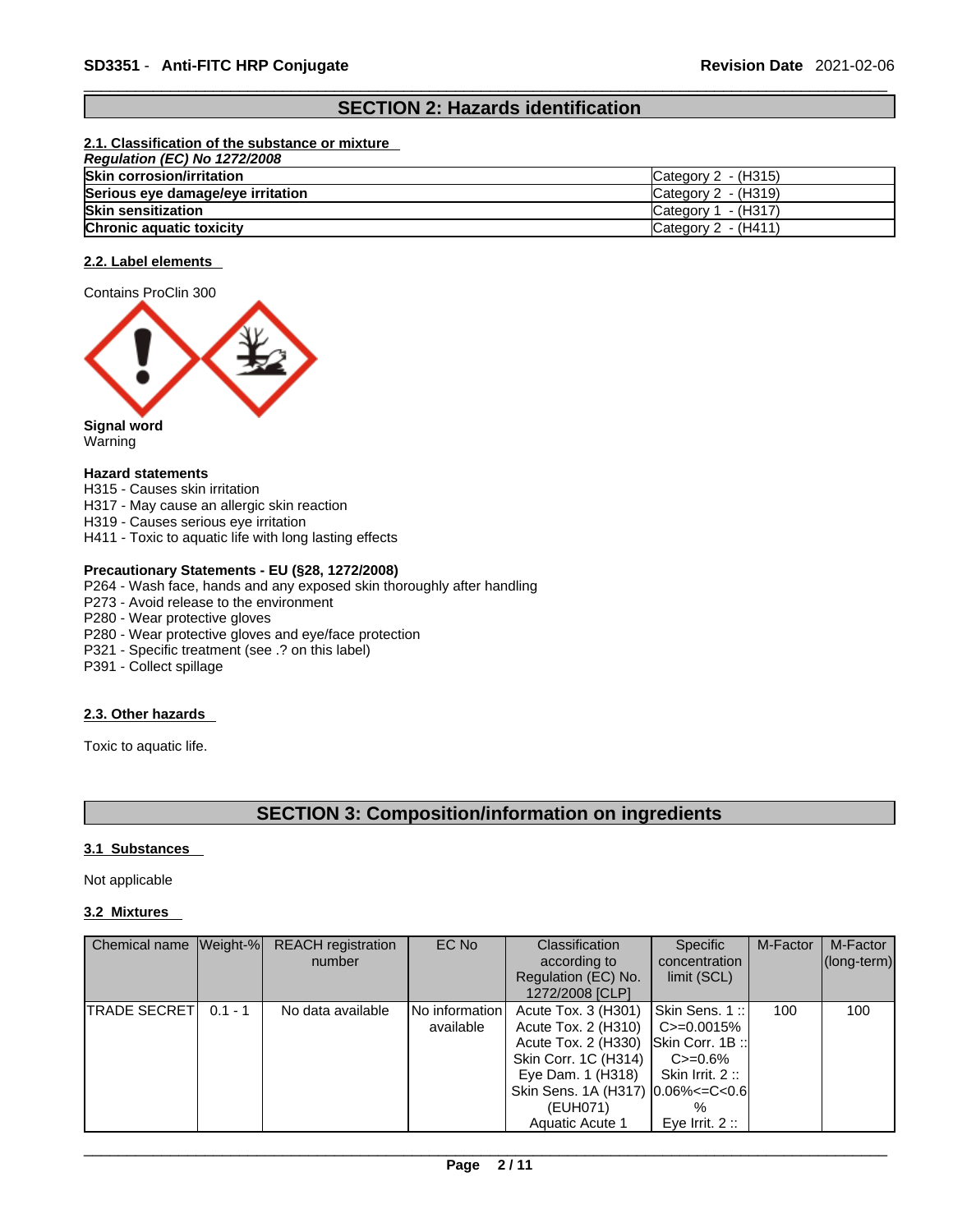## SECTION 2: Hazards identification

### 2.1. Classification of the substance or mixture

*Regulation (EC) No 1272/2008*

| | |
|---|---|
| **Skin corrosion/irritation** | Category 2 - (H315) |
| **Serious eye damage/eye irritation** | Category 2 - (H319) |
| **Skin sensitization** | Category 1 - (H317) |
| **Chronic aquatic toxicity** | Category 2 - (H411) |

### 2.2. Label elements

Contains ProClin 300

**Signal word**
Warning

**Hazard statements**
H315 - Causes skin irritation
H317 - May cause an allergic skin reaction
H319 - Causes serious eye irritation
H411 - Toxic to aquatic life with long lasting effects

**Precautionary Statements - EU (§28, 1272/2008)**
P264 - Wash face, hands and any exposed skin thoroughly after handling
P273 - Avoid release to the environment
P280 - Wear protective gloves
P280 - Wear protective gloves and eye/face protection
P321 - Specific treatment (see .? on this label)
P391 - Collect spillage

### 2.3. Other hazards

Toxic to aquatic life.

## SECTION 3: Composition/information on ingredients

### 3.1 Substances

Not applicable

### 3.2 Mixtures

| Chemical name | Weight-% | REACH registration number | EC No | Classification according to Regulation (EC) No. 1272/2008 [CLP] | Specific concentration limit (SCL) | M-Factor | M-Factor (long-term) |
|---|---|---|---|---|---|---|---|
| TRADE SECRET | 0.1 - 1 | No data available | No information available | Acute Tox. 3 (H301) Acute Tox. 2 (H310) Acute Tox. 2 (H330) Skin Corr. 1C (H314) Eye Dam. 1 (H318) Skin Sens. 1A (H317) (EUH071) Aquatic Acute 1 | Skin Sens. 1 :: C>=0.0015% Skin Corr. 1B :: C>=0.6% Skin Irrit. 2 :: 0.06%<=C<0.6 % Eye Irrit. 2 :: | 100 | 100 |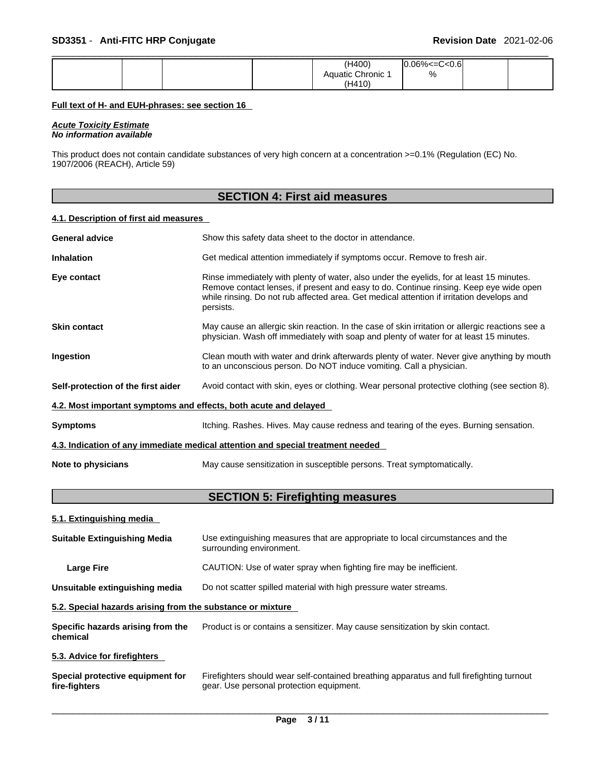|  |  |  |  | (H400) Aquatic Chronic 1 (H410) | 0.06%<=C<0.6 % |  |  |
|---|---|---|---|---|---|---|---|

**Full text of H- and EUH-phrases: see section 16**

***Acute Toxicity Estimate***
***No information available***

This product does not contain candidate substances of very high concern at a concentration >=0.1% (Regulation (EC) No. 1907/2006 (REACH), Article 59)

## SECTION 4: First aid measures

### 4.1. Description of first aid measures

**General advice** Show this safety data sheet to the doctor in attendance.

**Inhalation** Get medical attention immediately if symptoms occur. Remove to fresh air.

**Eye contact** Rinse immediately with plenty of water, also under the eyelids, for at least 15 minutes. Remove contact lenses, if present and easy to do. Continue rinsing. Keep eye wide open while rinsing. Do not rub affected area. Get medical attention if irritation develops and persists.

**Skin contact** May cause an allergic skin reaction. In the case of skin irritation or allergic reactions see a physician. Wash off immediately with soap and plenty of water for at least 15 minutes.

**Ingestion** Clean mouth with water and drink afterwards plenty of water. Never give anything by mouth to an unconscious person. Do NOT induce vomiting. Call a physician.

**Self-protection of the first aider** Avoid contact with skin, eyes or clothing. Wear personal protective clothing (see section 8).

### 4.2. Most important symptoms and effects, both acute and delayed

**Symptoms** Itching. Rashes. Hives. May cause redness and tearing of the eyes. Burning sensation.

### 4.3. Indication of any immediate medical attention and special treatment needed

**Note to physicians** May cause sensitization in susceptible persons. Treat symptomatically.

## SECTION 5: Firefighting measures

### 5.1. Extinguishing media

**Suitable Extinguishing Media** Use extinguishing measures that are appropriate to local circumstances and the surrounding environment.

**Large Fire** CAUTION: Use of water spray when fighting fire may be inefficient.

**Unsuitable extinguishing media** Do not scatter spilled material with high pressure water streams.

### 5.2. Special hazards arising from the substance or mixture

**Specific hazards arising from the chemical** Product is or contains a sensitizer. May cause sensitization by skin contact.

### 5.3. Advice for firefighters

**Special protective equipment for fire-fighters** Firefighters should wear self-contained breathing apparatus and full firefighting turnout gear. Use personal protection equipment.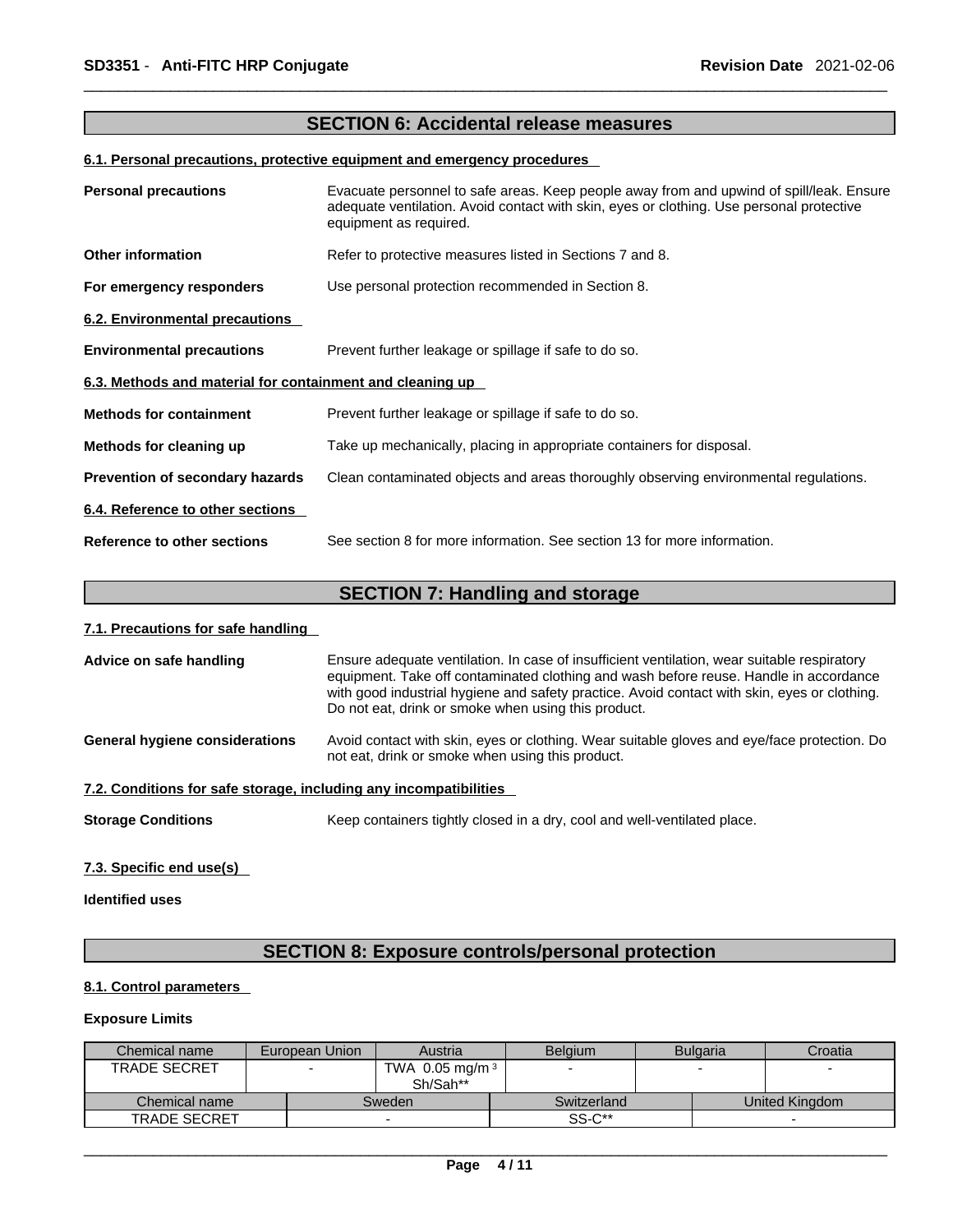## SECTION 6: Accidental release measures

### 6.1. Personal precautions, protective equipment and emergency procedures

**Personal precautions** Evacuate personnel to safe areas. Keep people away from and upwind of spill/leak. Ensure adequate ventilation. Avoid contact with skin, eyes or clothing. Use personal protective equipment as required.

**Other information** Refer to protective measures listed in Sections 7 and 8.

**For emergency responders** Use personal protection recommended in Section 8.

### 6.2. Environmental precautions

**Environmental precautions** Prevent further leakage or spillage if safe to do so.

### 6.3. Methods and material for containment and cleaning up

**Methods for containment** Prevent further leakage or spillage if safe to do so.

**Methods for cleaning up** Take up mechanically, placing in appropriate containers for disposal.

**Prevention of secondary hazards** Clean contaminated objects and areas thoroughly observing environmental regulations.

### 6.4. Reference to other sections

**Reference to other sections** See section 8 for more information. See section 13 for more information.

## SECTION 7: Handling and storage

### 7.1. Precautions for safe handling

**Advice on safe handling** Ensure adequate ventilation. In case of insufficient ventilation, wear suitable respiratory equipment. Take off contaminated clothing and wash before reuse. Handle in accordance with good industrial hygiene and safety practice. Avoid contact with skin, eyes or clothing. Do not eat, drink or smoke when using this product.

**General hygiene considerations** Avoid contact with skin, eyes or clothing. Wear suitable gloves and eye/face protection. Do not eat, drink or smoke when using this product.

### 7.2. Conditions for safe storage, including any incompatibilities

**Storage Conditions** Keep containers tightly closed in a dry, cool and well-ventilated place.

### 7.3. Specific end use(s)

**Identified uses**

## SECTION 8: Exposure controls/personal protection

### 8.1. Control parameters

**Exposure Limits**

| Chemical name | European Union | Austria | Belgium | Bulgaria | Croatia |
|---|---|---|---|---|---|
| TRADE SECRET | - | TWA 0.05 mg/m $^3$ Sh/Sah** | - | - | - |

| Chemical name | Sweden | Switzerland | United Kingdom |
|---|---|---|---|
| TRADE SECRET | - | SS-C** | - |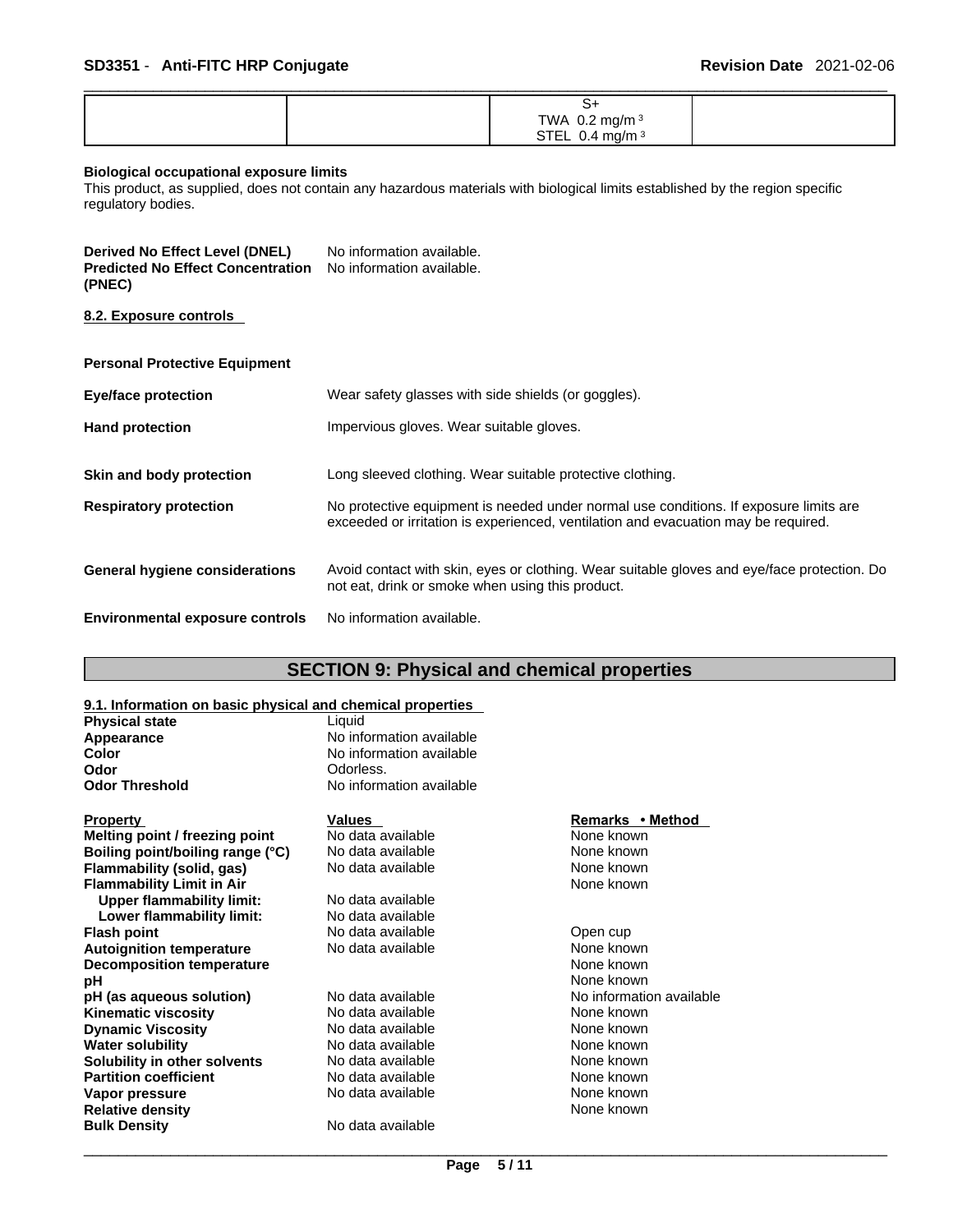| | | S+<br>TWA 0.2 mg/m³<br>STEL 0.4 mg/m³ | |
|---|---|---|---|

**Biological occupational exposure limits**
This product, as supplied, does not contain any hazardous materials with biological limits established by the region specific regulatory bodies.

**Derived No Effect Level (DNEL)** No information available.
**Predicted No Effect Concentration (PNEC)** No information available.

**8.2. Exposure controls**

**Personal Protective Equipment**

**Eye/face protection** Wear safety glasses with side shields (or goggles).

**Hand protection** Impervious gloves. Wear suitable gloves.

**Skin and body protection** Long sleeved clothing. Wear suitable protective clothing.

**Respiratory protection** No protective equipment is needed under normal use conditions. If exposure limits are exceeded or irritation is experienced, ventilation and evacuation may be required.

**General hygiene considerations** Avoid contact with skin, eyes or clothing. Wear suitable gloves and eye/face protection. Do not eat, drink or smoke when using this product.

**Environmental exposure controls** No information available.

## SECTION 9: Physical and chemical properties

**9.1. Information on basic physical and chemical properties**

| | |
|---|---|
| **Physical state** | Liquid |
| **Appearance** | No information available |
| **Color** | No information available |
| **Odor** | Odorless. |
| **Odor Threshold** | No information available |

| Property | Values | Remarks • Method |
|---|---|---|
| **Melting point / freezing point** | No data available | None known |
| **Boiling point/boiling range (°C)** | No data available | None known |
| **Flammability (solid, gas)** | No data available | None known |
| **Flammability Limit in Air** | | None known |
| **Upper flammability limit:** | No data available | |
| **Lower flammability limit:** | No data available | |
| **Flash point** | No data available | Open cup |
| **Autoignition temperature** | No data available | None known |
| **Decomposition temperature** | | None known |
| **pH** | | None known |
| **pH (as aqueous solution)** | No data available | No information available |
| **Kinematic viscosity** | No data available | None known |
| **Dynamic Viscosity** | No data available | None known |
| **Water solubility** | No data available | None known |
| **Solubility in other solvents** | No data available | None known |
| **Partition coefficient** | No data available | None known |
| **Vapor pressure** | No data available | None known |
| **Relative density** | | None known |
| **Bulk Density** | No data available | |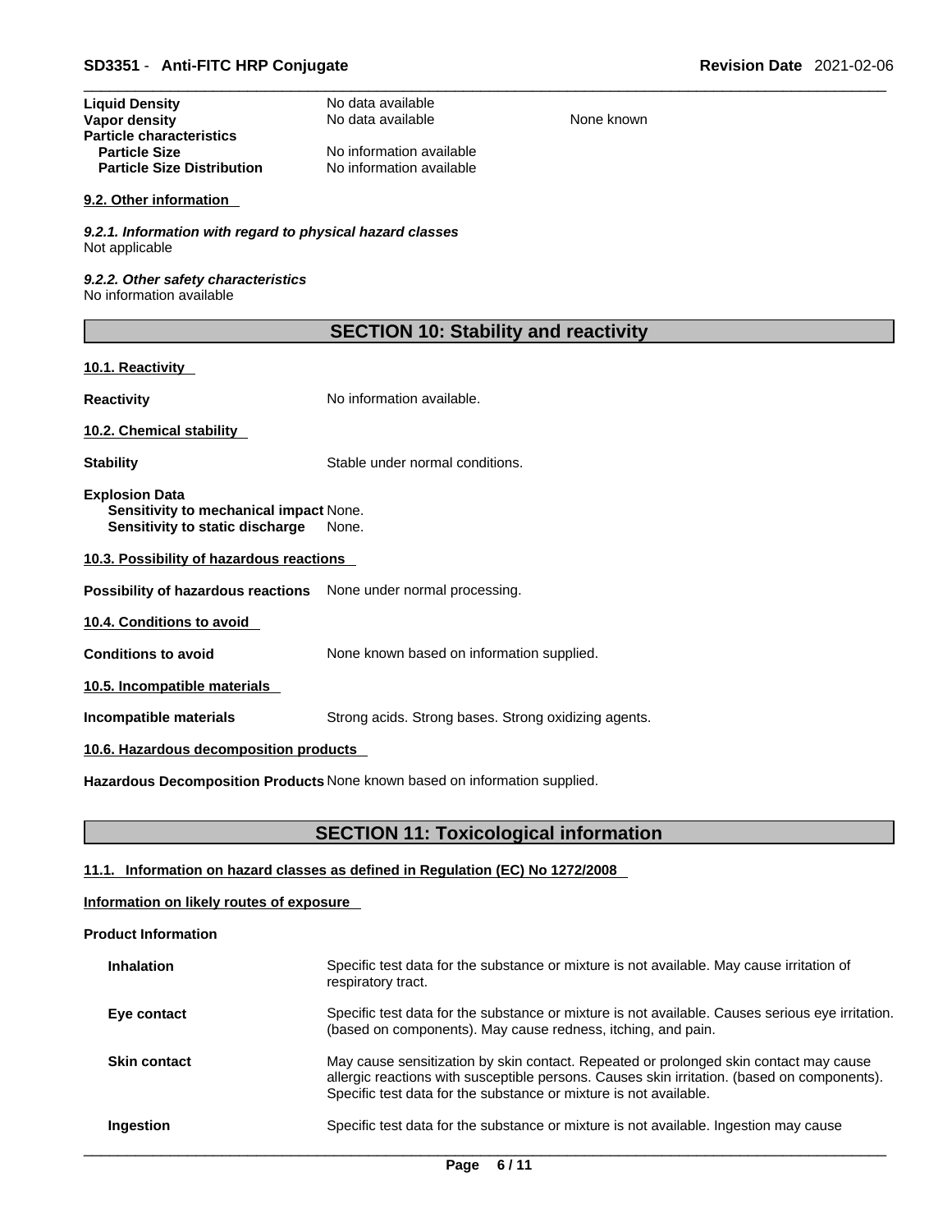| | | |
|---|---|---|
| **Liquid Density** | No data available | |
| **Vapor density** | No data available | None known |
| **Particle characteristics** | | |
| **Particle Size** | No information available | |
| **Particle Size Distribution** | No information available | |

**9.2. Other information**

*9.2.1. Information with regard to physical hazard classes*
Not applicable

*9.2.2. Other safety characteristics*
No information available

## SECTION 10: Stability and reactivity

**10.1. Reactivity**

**Reactivity** No information available.

**10.2. Chemical stability**

**Stability** Stable under normal conditions.

**Explosion Data**
**Sensitivity to mechanical impact** None.
**Sensitivity to static discharge** None.

**10.3. Possibility of hazardous reactions**

**Possibility of hazardous reactions** None under normal processing.

**10.4. Conditions to avoid**

**Conditions to avoid** None known based on information supplied.

**10.5. Incompatible materials**

**Incompatible materials** Strong acids. Strong bases. Strong oxidizing agents.

**10.6. Hazardous decomposition products**

**Hazardous Decomposition Products** None known based on information supplied.

## SECTION 11: Toxicological information

**11.1. Information on hazard classes as defined in Regulation (EC) No 1272/2008**

**Information on likely routes of exposure**

**Product Information**

**Inhalation** Specific test data for the substance or mixture is not available. May cause irritation of respiratory tract.

**Eye contact** Specific test data for the substance or mixture is not available. Causes serious eye irritation. (based on components). May cause redness, itching, and pain.

**Skin contact** May cause sensitization by skin contact. Repeated or prolonged skin contact may cause allergic reactions with susceptible persons. Causes skin irritation. (based on components). Specific test data for the substance or mixture is not available.

**Ingestion** Specific test data for the substance or mixture is not available. Ingestion may cause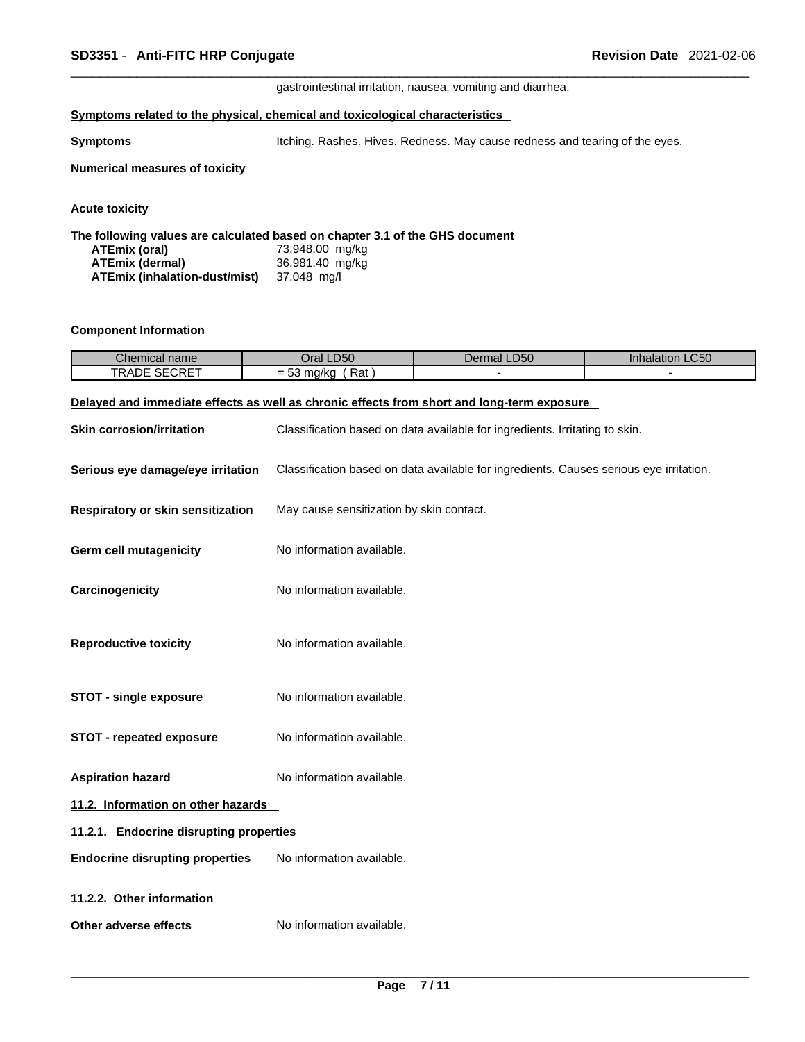gastrointestinal irritation, nausea, vomiting and diarrhea.

**Symptoms related to the physical, chemical and toxicological characteristics**

**Symptoms** Itching. Rashes. Hives. Redness. May cause redness and tearing of the eyes.

**Numerical measures of toxicity**

**Acute toxicity**

**The following values are calculated based on chapter 3.1 of the GHS document**

| | |
|---|---|
| **ATEmix (oral)** | 73,948.00 mg/kg |
| **ATEmix (dermal)** | 36,981.40 mg/kg |
| **ATEmix (inhalation-dust/mist)** | 37.048 mg/l |

**Component Information**

| Chemical name | Oral LD50 | Dermal LD50 | Inhalation LC50 |
|---|---|---|---|
| TRADE SECRET | = 53 mg/kg ( Rat ) | - | - |

**Delayed and immediate effects as well as chronic effects from short and long-term exposure**

**Skin corrosion/irritation** Classification based on data available for ingredients. Irritating to skin.

**Serious eye damage/eye irritation** Classification based on data available for ingredients. Causes serious eye irritation.

**Respiratory or skin sensitization** May cause sensitization by skin contact.

**Germ cell mutagenicity** No information available.

**Carcinogenicity** No information available.

**Reproductive toxicity** No information available.

**STOT - single exposure** No information available.

**STOT - repeated exposure** No information available.

**Aspiration hazard** No information available.

**11.2. Information on other hazards**

**11.2.1. Endocrine disrupting properties**

**Endocrine disrupting properties** No information available.

**11.2.2. Other information**

**Other adverse effects** No information available.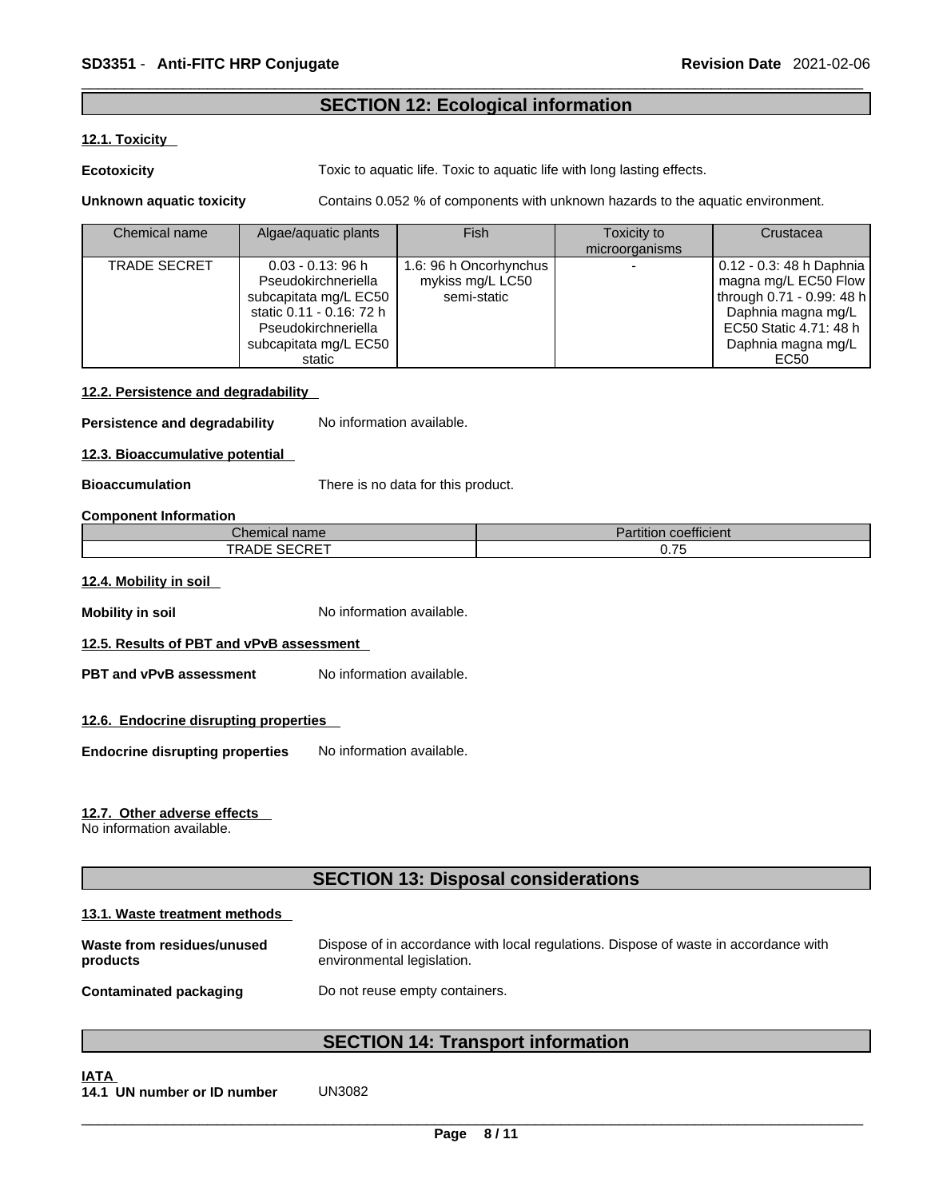## SECTION 12: Ecological information

### 12.1. Toxicity

**Ecotoxicity** Toxic to aquatic life. Toxic to aquatic life with long lasting effects.

**Unknown aquatic toxicity** Contains 0.052 % of components with unknown hazards to the aquatic environment.

| Chemical name | Algae/aquatic plants | Fish | Toxicity to microorganisms | Crustacea |
|---|---|---|---|---|
| TRADE SECRET | 0.03 - 0.13: 96 h Pseudokirchneriella subcapitata mg/L EC50 static 0.11 - 0.16: 72 h Pseudokirchneriella subcapitata mg/L EC50 static | 1.6: 96 h Oncorhynchus mykiss mg/L LC50 semi-static | - | 0.12 - 0.3: 48 h Daphnia magna mg/L EC50 Flow through 0.71 - 0.99: 48 h Daphnia magna mg/L EC50 Static 4.71: 48 h Daphnia magna mg/L EC50 |

### 12.2. Persistence and degradability

**Persistence and degradability** No information available.

### 12.3. Bioaccumulative potential

**Bioaccumulation** There is no data for this product.

**Component Information**

| Chemical name | Partition coefficient |
|---|---|
| TRADE SECRET | 0.75 |

### 12.4. Mobility in soil

**Mobility in soil** No information available.

### 12.5. Results of PBT and vPvB assessment

**PBT and vPvB assessment** No information available.

### 12.6. Endocrine disrupting properties

**Endocrine disrupting properties** No information available.

### 12.7. Other adverse effects

No information available.

## SECTION 13: Disposal considerations

### 13.1. Waste treatment methods

**Waste from residues/unused products** Dispose of in accordance with local regulations. Dispose of waste in accordance with environmental legislation.

**Contaminated packaging** Do not reuse empty containers.

## SECTION 14: Transport information

**IATA**

**14.1 UN number or ID number** UN3082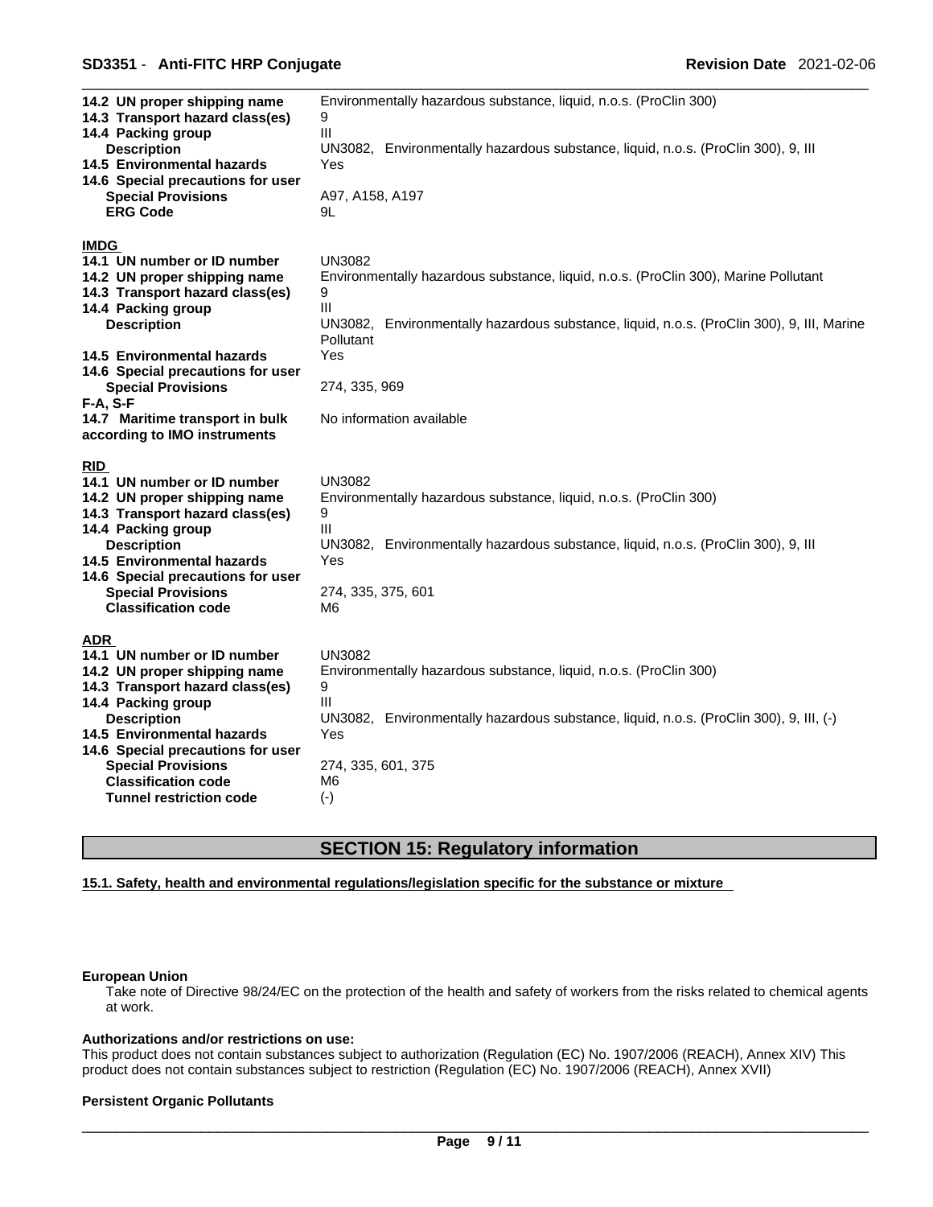| | |
|---|---|
| **14.2 UN proper shipping name** | Environmentally hazardous substance, liquid, n.o.s. (ProClin 300) |
| **14.3 Transport hazard class(es)** | 9 |
| **14.4 Packing group** | III |
| **Description** | UN3082, Environmentally hazardous substance, liquid, n.o.s. (ProClin 300), 9, III |
| **14.5 Environmental hazards** | Yes |
| **14.6 Special precautions for user** | |
| **Special Provisions** | A97, A158, A197 |
| **ERG Code** | 9L |

**IMDG**

| | |
|---|---|
| **14.1 UN number or ID number** | UN3082 |
| **14.2 UN proper shipping name** | Environmentally hazardous substance, liquid, n.o.s. (ProClin 300), Marine Pollutant |
| **14.3 Transport hazard class(es)** | 9 |
| **14.4 Packing group** | III |
| **Description** | UN3082, Environmentally hazardous substance, liquid, n.o.s. (ProClin 300), 9, III, Marine Pollutant |
| **14.5 Environmental hazards** | Yes |
| **14.6 Special precautions for user** | |
| **Special Provisions** | 274, 335, 969 |
| **F-A, S-F** | |
| **14.7 Maritime transport in bulk according to IMO instruments** | No information available |

**RID**

| | |
|---|---|
| **14.1 UN number or ID number** | UN3082 |
| **14.2 UN proper shipping name** | Environmentally hazardous substance, liquid, n.o.s. (ProClin 300) |
| **14.3 Transport hazard class(es)** | 9 |
| **14.4 Packing group** | III |
| **Description** | UN3082, Environmentally hazardous substance, liquid, n.o.s. (ProClin 300), 9, III |
| **14.5 Environmental hazards** | Yes |
| **14.6 Special precautions for user** | |
| **Special Provisions** | 274, 335, 375, 601 |
| **Classification code** | M6 |

**ADR**

| | |
|---|---|
| **14.1 UN number or ID number** | UN3082 |
| **14.2 UN proper shipping name** | Environmentally hazardous substance, liquid, n.o.s. (ProClin 300) |
| **14.3 Transport hazard class(es)** | 9 |
| **14.4 Packing group** | III |
| **Description** | UN3082, Environmentally hazardous substance, liquid, n.o.s. (ProClin 300), 9, III, (-) |
| **14.5 Environmental hazards** | Yes |
| **14.6 Special precautions for user** | |
| **Special Provisions** | 274, 335, 601, 375 |
| **Classification code** | M6 |
| **Tunnel restriction code** | (-) |

## SECTION 15: Regulatory information

**15.1. Safety, health and environmental regulations/legislation specific for the substance or mixture**

**European Union**

Take note of Directive 98/24/EC on the protection of the health and safety of workers from the risks related to chemical agents at work.

**Authorizations and/or restrictions on use:**

This product does not contain substances subject to authorization (Regulation (EC) No. 1907/2006 (REACH), Annex XIV) This product does not contain substances subject to restriction (Regulation (EC) No. 1907/2006 (REACH), Annex XVII)

**Persistent Organic Pollutants**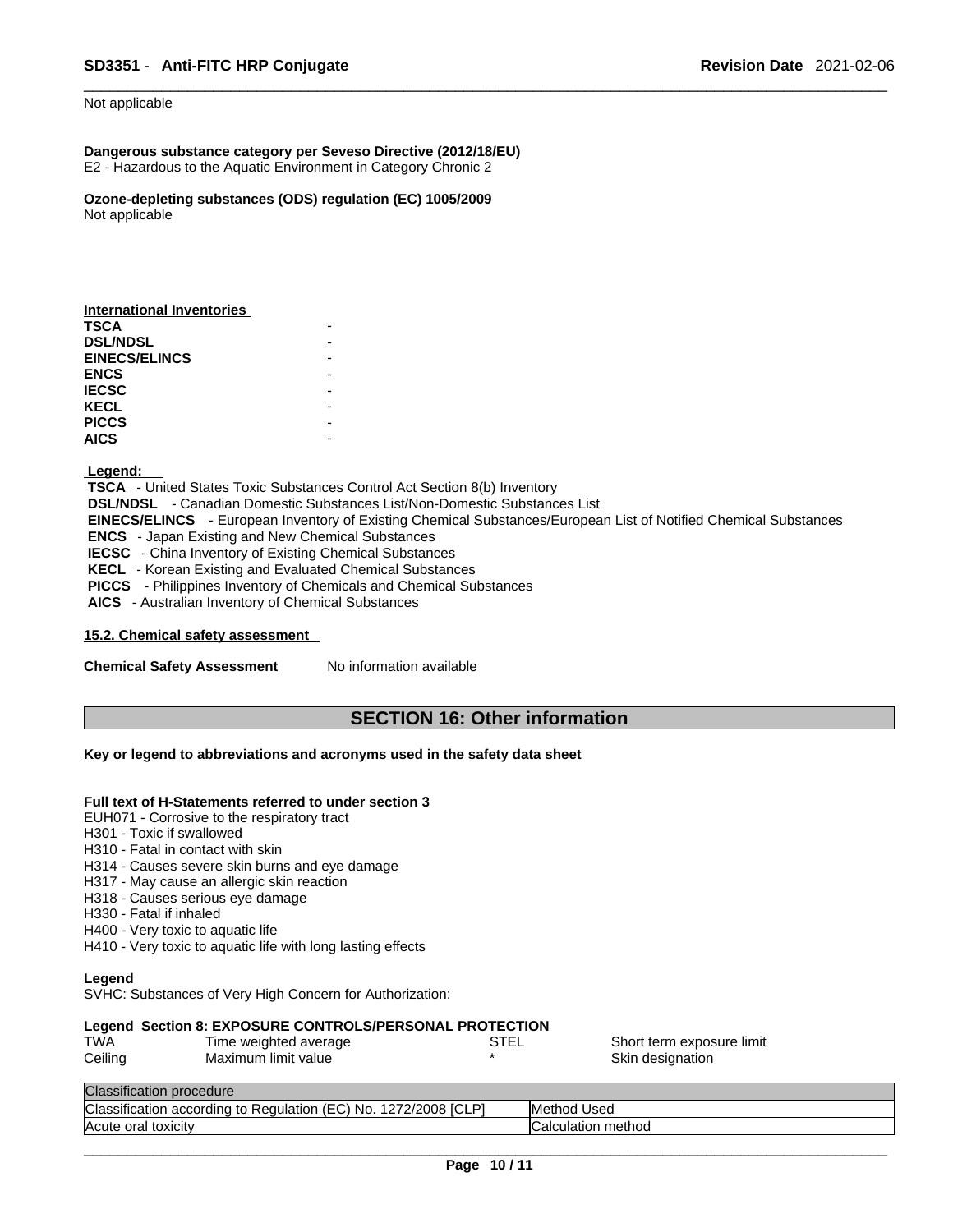Not applicable

**Dangerous substance category per Seveso Directive (2012/18/EU)**
E2 - Hazardous to the Aquatic Environment in Category Chronic 2

**Ozone-depleting substances (ODS) regulation (EC) 1005/2009**
Not applicable

**International Inventories**

| | |
|---|---|
| **TSCA** | - |
| **DSL/NDSL** | - |
| **EINECS/ELINCS** | - |
| **ENCS** | - |
| **IECSC** | - |
| **KECL** | - |
| **PICCS** | - |
| **AICS** | - |

**Legend:**

**TSCA** - United States Toxic Substances Control Act Section 8(b) Inventory
**DSL/NDSL** - Canadian Domestic Substances List/Non-Domestic Substances List
**EINECS/ELINCS** - European Inventory of Existing Chemical Substances/European List of Notified Chemical Substances
**ENCS** - Japan Existing and New Chemical Substances
**IECSC** - China Inventory of Existing Chemical Substances
**KECL** - Korean Existing and Evaluated Chemical Substances
**PICCS** - Philippines Inventory of Chemicals and Chemical Substances
**AICS** - Australian Inventory of Chemical Substances

**15.2. Chemical safety assessment**

**Chemical Safety Assessment** No information available

## SECTION 16: Other information

**Key or legend to abbreviations and acronyms used in the safety data sheet**

**Full text of H-Statements referred to under section 3**
EUH071 - Corrosive to the respiratory tract
H301 - Toxic if swallowed
H310 - Fatal in contact with skin
H314 - Causes severe skin burns and eye damage
H317 - May cause an allergic skin reaction
H318 - Causes serious eye damage
H330 - Fatal if inhaled
H400 - Very toxic to aquatic life
H410 - Very toxic to aquatic life with long lasting effects

**Legend**
SVHC: Substances of Very High Concern for Authorization:

**Legend Section 8: EXPOSURE CONTROLS/PERSONAL PROTECTION**

| | | | |
|---|---|---|---|
| TWA | Time weighted average | STEL | Short term exposure limit |
| Ceiling | Maximum limit value | * | Skin designation |

| Classification procedure | |
|---|---|
| Classification according to Regulation (EC) No. 1272/2008 [CLP] | Method Used |
| Acute oral toxicity | Calculation method |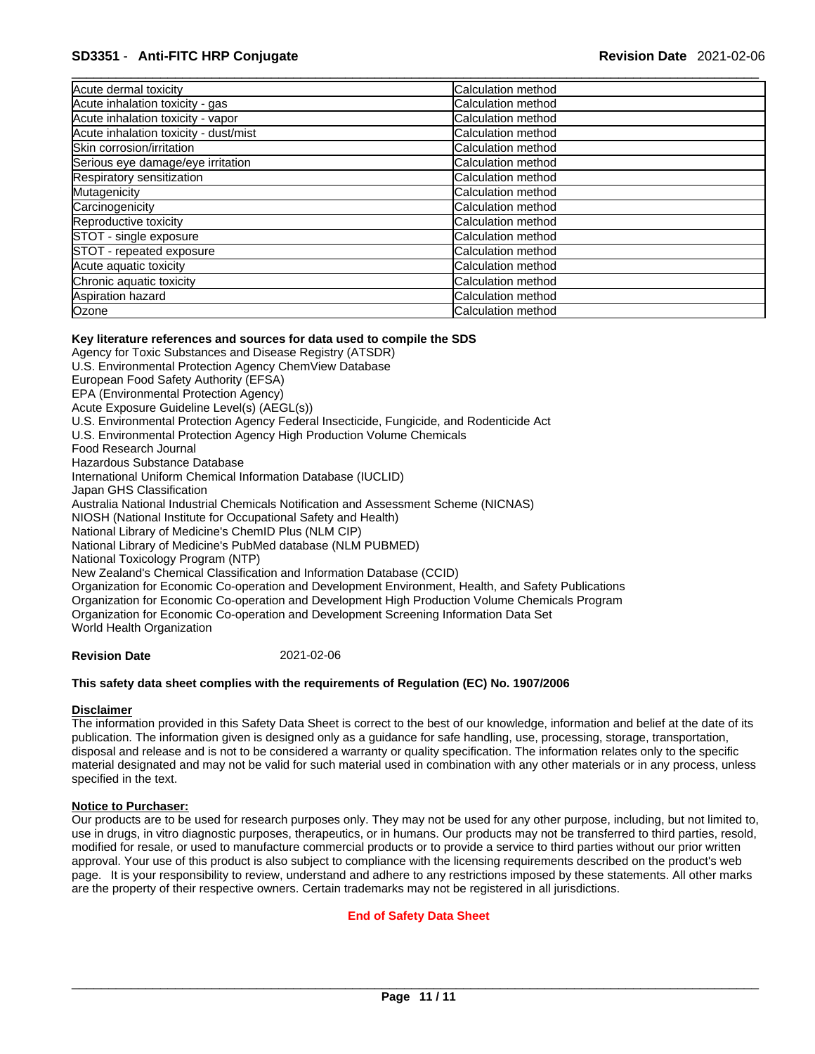| | |
|---|---|
| Acute dermal toxicity | Calculation method |
| Acute inhalation toxicity - gas | Calculation method |
| Acute inhalation toxicity - vapor | Calculation method |
| Acute inhalation toxicity - dust/mist | Calculation method |
| Skin corrosion/irritation | Calculation method |
| Serious eye damage/eye irritation | Calculation method |
| Respiratory sensitization | Calculation method |
| Mutagenicity | Calculation method |
| Carcinogenicity | Calculation method |
| Reproductive toxicity | Calculation method |
| STOT - single exposure | Calculation method |
| STOT - repeated exposure | Calculation method |
| Acute aquatic toxicity | Calculation method |
| Chronic aquatic toxicity | Calculation method |
| Aspiration hazard | Calculation method |
| Ozone | Calculation method |

**Key literature references and sources for data used to compile the SDS**

Agency for Toxic Substances and Disease Registry (ATSDR)
U.S. Environmental Protection Agency ChemView Database
European Food Safety Authority (EFSA)
EPA (Environmental Protection Agency)
Acute Exposure Guideline Level(s) (AEGL(s))
U.S. Environmental Protection Agency Federal Insecticide, Fungicide, and Rodenticide Act
U.S. Environmental Protection Agency High Production Volume Chemicals
Food Research Journal
Hazardous Substance Database
International Uniform Chemical Information Database (IUCLID)
Japan GHS Classification
Australia National Industrial Chemicals Notification and Assessment Scheme (NICNAS)
NIOSH (National Institute for Occupational Safety and Health)
National Library of Medicine's ChemID Plus (NLM CIP)
National Library of Medicine's PubMed database (NLM PUBMED)
National Toxicology Program (NTP)
New Zealand's Chemical Classification and Information Database (CCID)
Organization for Economic Co-operation and Development Environment, Health, and Safety Publications
Organization for Economic Co-operation and Development High Production Volume Chemicals Program
Organization for Economic Co-operation and Development Screening Information Data Set
World Health Organization

**Revision Date** 2021-02-06

**This safety data sheet complies with the requirements of Regulation (EC) No. 1907/2006**

**Disclaimer**

The information provided in this Safety Data Sheet is correct to the best of our knowledge, information and belief at the date of its publication. The information given is designed only as a guidance for safe handling, use, processing, storage, transportation, disposal and release and is not to be considered a warranty or quality specification. The information relates only to the specific material designated and may not be valid for such material used in combination with any other materials or in any process, unless specified in the text.

**Notice to Purchaser:**

Our products are to be used for research purposes only. They may not be used for any other purpose, including, but not limited to, use in drugs, in vitro diagnostic purposes, therapeutics, or in humans. Our products may not be transferred to third parties, resold, modified for resale, or used to manufacture commercial products or to provide a service to third parties without our prior written approval. Your use of this product is also subject to compliance with the licensing requirements described on the product's web page. It is your responsibility to review, understand and adhere to any restrictions imposed by these statements. All other marks are the property of their respective owners. Certain trademarks may not be registered in all jurisdictions.

**End of Safety Data Sheet**